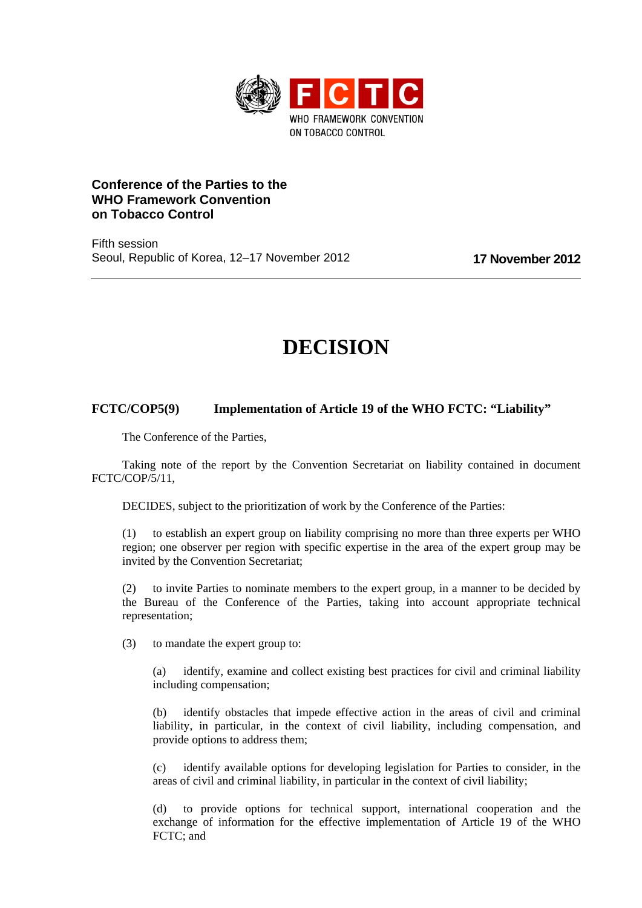FCTC

WHO FRAMEWORK CONVENTION ON TOBACCO CONTROL

**Conference of the Parties to the WHO Framework Convention on Tobacco Control**

Fifth session
Seoul, Republic of Korea, 12–17 November 2012

**17 November 2012**

# DECISION

## FCTC/COP5(9) Implementation of Article 19 of the WHO FCTC: "Liability"

The Conference of the Parties,

Taking note of the report by the Convention Secretariat on liability contained in document FCTC/COP/5/11,

DECIDES, subject to the prioritization of work by the Conference of the Parties:

(1) to establish an expert group on liability comprising no more than three experts per WHO region; one observer per region with specific expertise in the area of the expert group may be invited by the Convention Secretariat;

(2) to invite Parties to nominate members to the expert group, in a manner to be decided by the Bureau of the Conference of the Parties, taking into account appropriate technical representation;

(3) to mandate the expert group to:

(a) identify, examine and collect existing best practices for civil and criminal liability including compensation;

(b) identify obstacles that impede effective action in the areas of civil and criminal liability, in particular, in the context of civil liability, including compensation, and provide options to address them;

(c) identify available options for developing legislation for Parties to consider, in the areas of civil and criminal liability, in particular in the context of civil liability;

(d) to provide options for technical support, international cooperation and the exchange of information for the effective implementation of Article 19 of the WHO FCTC; and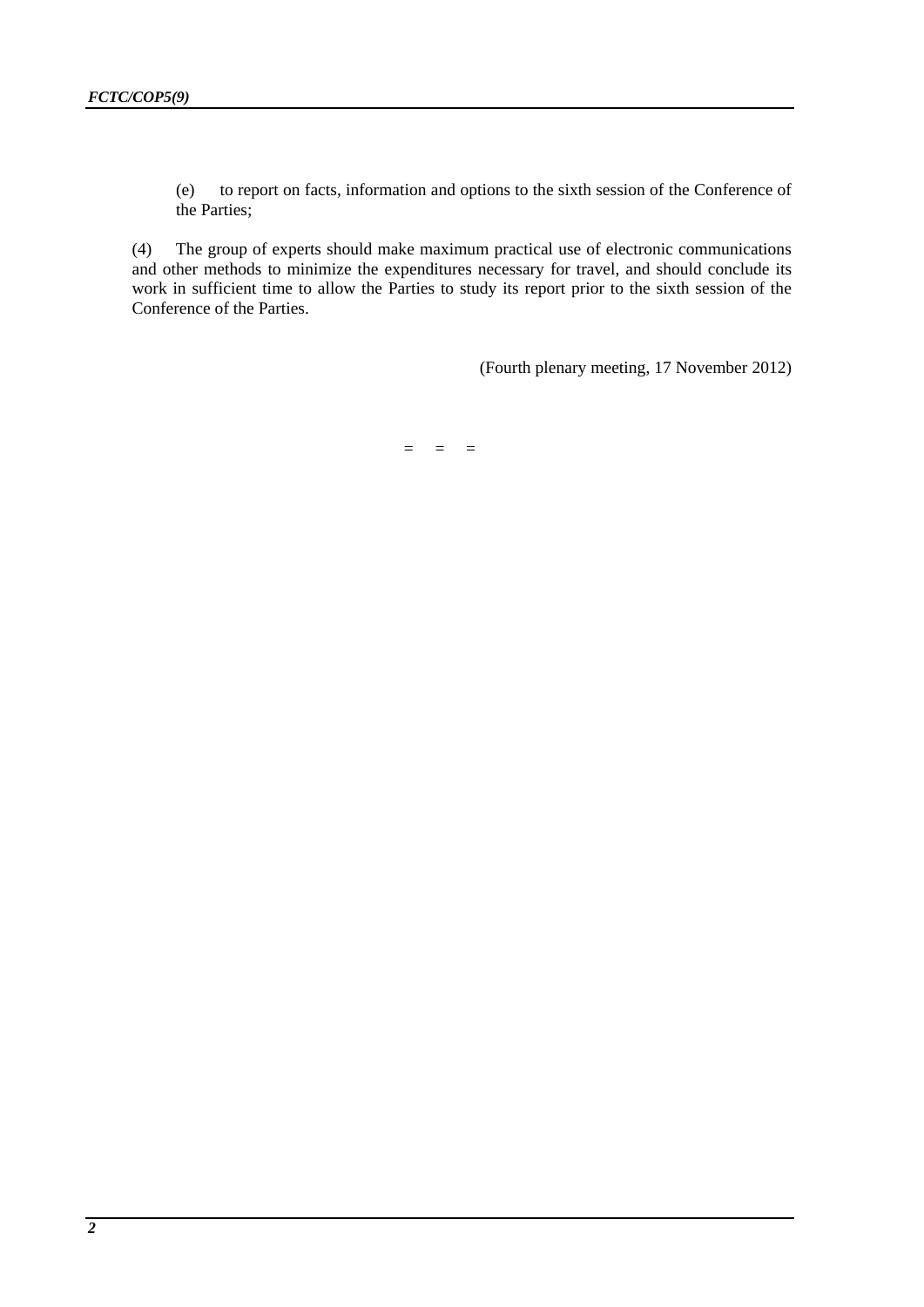(e) to report on facts, information and options to the sixth session of the Conference of the Parties;

(4) The group of experts should make maximum practical use of electronic communications and other methods to minimize the expenditures necessary for travel, and should conclude its work in sufficient time to allow the Parties to study its report prior to the sixth session of the Conference of the Parties.

(Fourth plenary meeting, 17 November 2012)

= = =